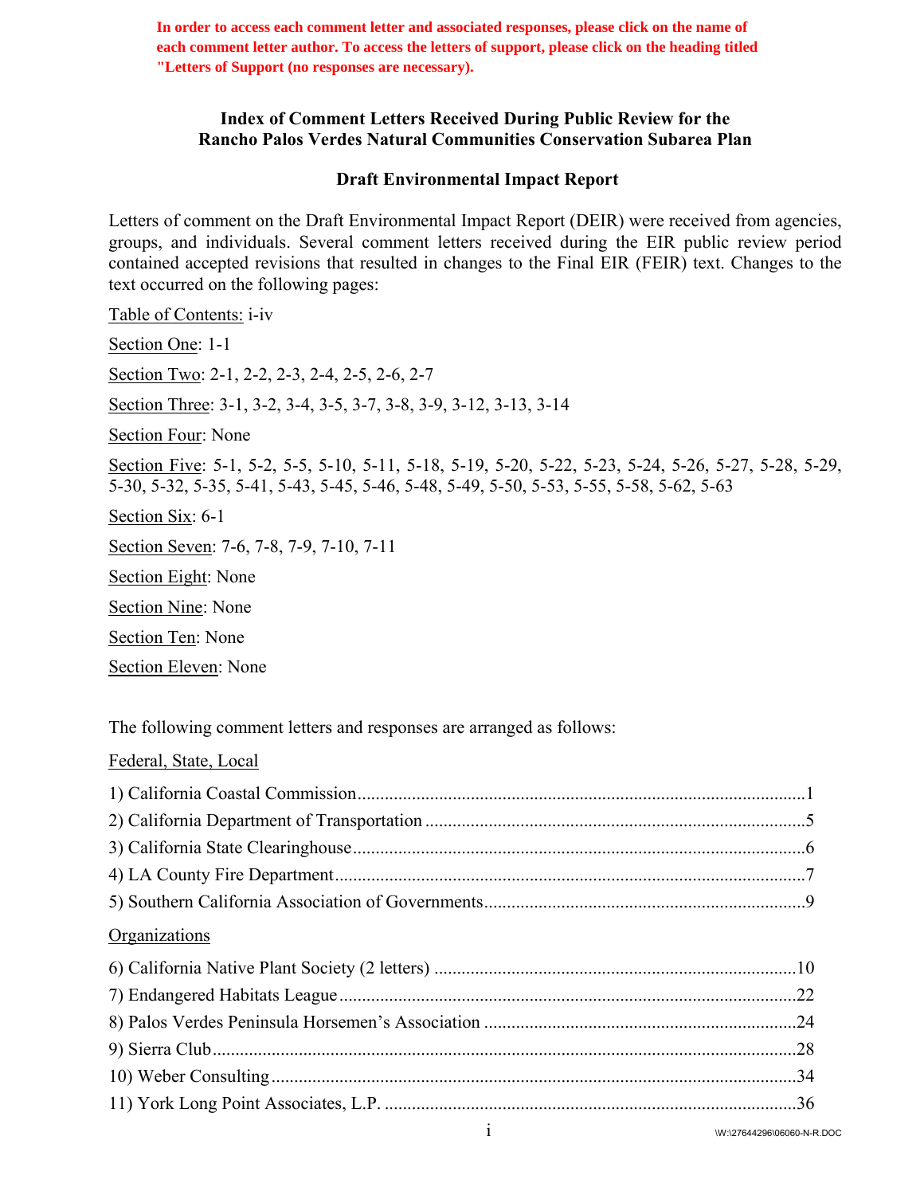**In order to access each comment letter and associated responses, please click on the name of each comment letter author. To access the letters of support, please click on the heading titled "Letters of Support (no responses are necessary).**

## Index of Comment Letters Received During Public Review for the Rancho Palos Verdes Natural Communities Conservation Subarea Plan

## Draft Environmental Impact Report

Letters of comment on the Draft Environmental Impact Report (DEIR) were received from agencies, groups, and individuals. Several comment letters received during the EIR public review period contained accepted revisions that resulted in changes to the Final EIR (FEIR) text. Changes to the text occurred on the following pages:

Table of Contents: i-iv

Section One: 1-1

Section Two: 2-1, 2-2, 2-3, 2-4, 2-5, 2-6, 2-7

Section Three: 3-1, 3-2, 3-4, 3-5, 3-7, 3-8, 3-9, 3-12, 3-13, 3-14

Section Four: None

Section Five: 5-1, 5-2, 5-5, 5-10, 5-11, 5-18, 5-19, 5-20, 5-22, 5-23, 5-24, 5-26, 5-27, 5-28, 5-29, 5-30, 5-32, 5-35, 5-41, 5-43, 5-45, 5-46, 5-48, 5-49, 5-50, 5-53, 5-55, 5-58, 5-62, 5-63

Section Six: 6-1

Section Seven: 7-6, 7-8, 7-9, 7-10, 7-11

Section Eight: None

Section Nine: None

Section Ten: None

Section Eleven: None

The following comment letters and responses are arranged as follows:

Federal, State, Local

1) California Coastal Commission....................................................1
2) California Department of Transportation....................................5
3) California State Clearinghouse....................................................6
4) LA County Fire Department.........................................................7
5) Southern California Association of Governments.......................9

Organizations

6) California Native Plant Society (2 letters).................................10
7) Endangered Habitats League......................................................22
8) Palos Verdes Peninsula Horsemen's Association.........................24
9) Sierra Club..................................................................................28
10) Weber Consulting.....................................................................34
11) York Long Point Associates, L.P. ............................................36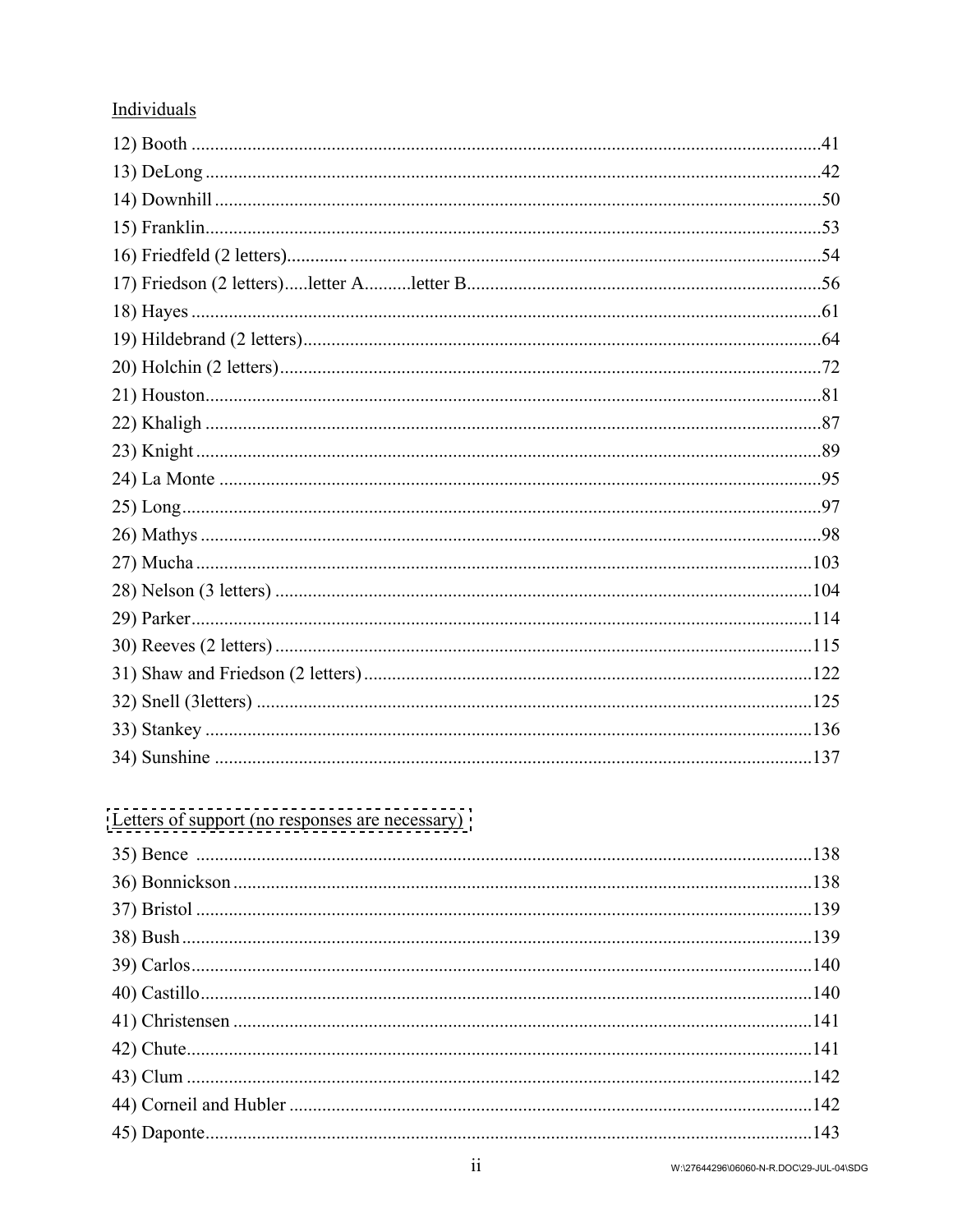Individuals

12) Booth ....................................................................................................................41
13) DeLong ..................................................................................................................42
14) Downhill .................................................................................................................50
15) Franklin...................................................................................................................53
16) Friedfeld (2 letters).............................................................................................54
17) Friedson (2 letters).....letter A..........letter B............................................................56
18) Hayes ......................................................................................................................61
19) Hildebrand (2 letters)..............................................................................................64
20) Holchin (2 letters)...................................................................................................72
21) Houston...................................................................................................................81
22) Khaligh ...................................................................................................................87
23) Knight .....................................................................................................................89
24) La Monte ................................................................................................................95
25) Long........................................................................................................................97
26) Mathys ....................................................................................................................98
27) Mucha ...................................................................................................................103
28) Nelson (3 letters) ..................................................................................................104
29) Parker....................................................................................................................114
30) Reeves (2 letters) ..................................................................................................115
31) Shaw and Friedson (2 letters)...............................................................................122
32) Snell (3letters) ......................................................................................................125
33) Stankey .................................................................................................................136
34) Sunshine ...............................................................................................................137

Letters of support (no responses are necessary)

35) Bence ...................................................................................................................138
36) Bonnickson ...........................................................................................................138
37) Bristol ...................................................................................................................139
38) Bush......................................................................................................................139
39) Carlos....................................................................................................................140
40) Castillo..................................................................................................................140
41) Christensen ...........................................................................................................141
42) Chute.....................................................................................................................141
43) Clum .....................................................................................................................142
44) Corneil and Hubler ...............................................................................................142
45) Daponte.................................................................................................................143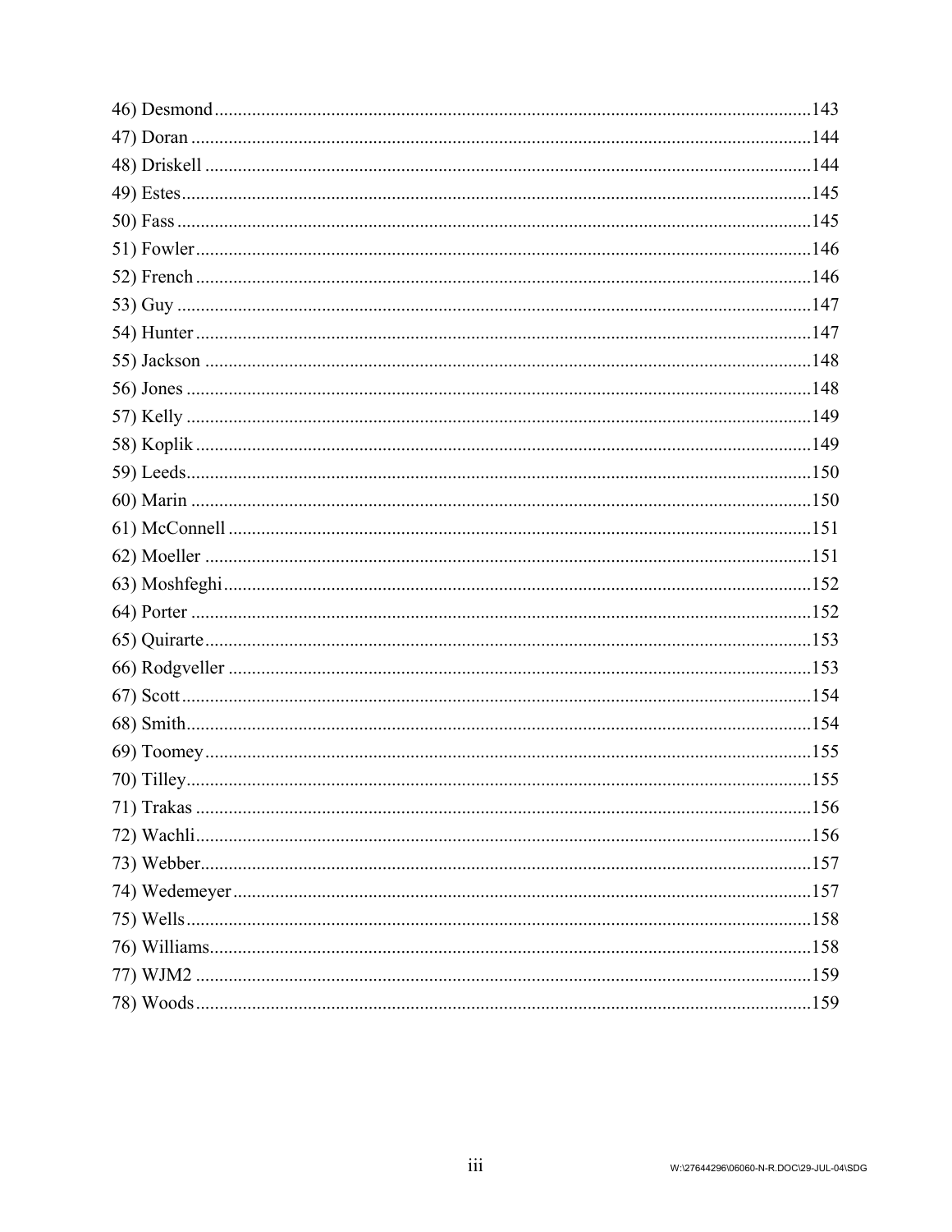46) Desmond ......................................................................................................................143
47) Doran ............................................................................................................................144
48) Driskell .........................................................................................................................144
49) Estes..............................................................................................................................145
50) Fass ...............................................................................................................................145
51) Fowler...........................................................................................................................146
52) French ..........................................................................................................................146
53) Guy ...............................................................................................................................147
54) Hunter ..........................................................................................................................147
55) Jackson .........................................................................................................................148
56) Jones ............................................................................................................................148
57) Kelly .............................................................................................................................149
58) Koplik ..........................................................................................................................149
59) Leeds.............................................................................................................................150
60) Marin ...........................................................................................................................150
61) McConnell ...................................................................................................................151
62) Moeller .........................................................................................................................151
63) Moshfeghi....................................................................................................................152
64) Porter ...........................................................................................................................152
65) Quirarte........................................................................................................................153
66) Rodgveller ...................................................................................................................153
67) Scott..............................................................................................................................154
68) Smith.............................................................................................................................154
69) Toomey ........................................................................................................................155
70) Tilley.............................................................................................................................155
71) Trakas ..........................................................................................................................156
72) Wachli...........................................................................................................................156
73) Webber.........................................................................................................................157
74) Wedemeyer ..................................................................................................................157
75) Wells.............................................................................................................................158
76) Williams.......................................................................................................................158
77) WJM2 ..........................................................................................................................159
78) Woods ..........................................................................................................................159

W:\27644296\06060-N-R.DOC\29-JUL-04\SDG